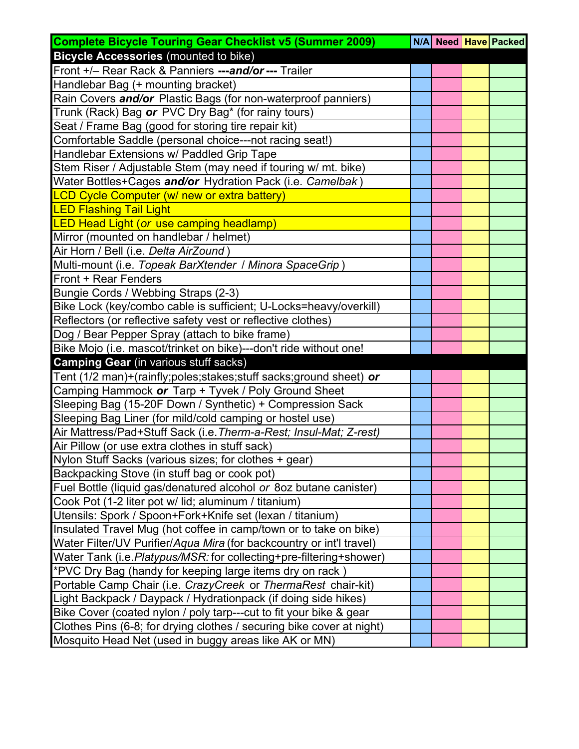| **Complete Bicycle Touring Gear Checklist v5 (Summer 2009)** | **N/A** | **Need** | **Have** | **Packed** |
|---|---|---|---|---|
| **Bicycle Accessories** (mounted to bike) | | | | |
| Front +/– Rear Rack & Panniers ***---and/or---*** Trailer | | | | |
| Handlebar Bag (+ mounting bracket) | | | | |
| Rain Covers ***and/or*** Plastic Bags (for non-waterproof panniers) | | | | |
| Trunk (Rack) Bag ***or*** PVC Dry Bag* (for rainy tours) | | | | |
| Seat / Frame Bag (good for storing tire repair kit) | | | | |
| Comfortable Saddle (personal choice---not racing seat!) | | | | |
| Handlebar Extensions w/ Paddled Grip Tape | | | | |
| Stem Riser / Adjustable Stem (may need if touring w/ mt. bike) | | | | |
| Water Bottles+Cages ***and/or*** Hydration Pack (i.e. *Camelbak*) | | | | |
| LCD Cycle Computer (w/ new or extra battery) | | | | |
| LED Flashing Tail Light | | | | |
| LED Head Light (*or* use camping headlamp) | | | | |
| Mirror (mounted on handlebar / helmet) | | | | |
| Air Horn / Bell (i.e. *Delta AirZound*) | | | | |
| Multi-mount (i.e. *Topeak BarXtender* / *Minora SpaceGrip*) | | | | |
| Front + Rear Fenders | | | | |
| Bungie Cords / Webbing Straps (2-3) | | | | |
| Bike Lock (key/combo cable is sufficient; U-Locks=heavy/overkill) | | | | |
| Reflectors (or reflective safety vest or reflective clothes) | | | | |
| Dog / Bear Pepper Spray (attach to bike frame) | | | | |
| Bike Mojo (i.e. mascot/trinket on bike)---don't ride without one! | | | | |
| **Camping Gear** (in various stuff sacks) | | | | |
| Tent (1/2 man)+(rainfly;poles;stakes;stuff sacks;ground sheet) ***or*** | | | | |
| Camping Hammock ***or*** Tarp + Tyvek / Poly Ground Sheet | | | | |
| Sleeping Bag (15-20F Down / Synthetic) + Compression Sack | | | | |
| Sleeping Bag Liner (for mild/cold camping or hostel use) | | | | |
| Air Mattress/Pad+Stuff Sack (i.e. *Therm-a-Rest; Insul-Mat; Z-rest)* | | | | |
| Air Pillow (or use extra clothes in stuff sack) | | | | |
| Nylon Stuff Sacks (various sizes; for clothes + gear) | | | | |
| Backpacking Stove (in stuff bag or cook pot) | | | | |
| Fuel Bottle (liquid gas/denatured alcohol *or* 8oz butane canister) | | | | |
| Cook Pot (1-2 liter pot w/ lid; aluminum / titanium) | | | | |
| Utensils: Spork / Spoon+Fork+Knife set (lexan / titanium) | | | | |
| Insulated Travel Mug (hot coffee in camp/town or to take on bike) | | | | |
| Water Filter/UV Purifier/*Aqua Mira* (for backcountry or int'l travel) | | | | |
| Water Tank (i.e. *Platypus/MSR:* for collecting+pre-filtering+shower) | | | | |
| *PVC Dry Bag (handy for keeping large items dry on rack ) | | | | |
| Portable Camp Chair (i.e. *CrazyCreek* or *ThermaRest* chair-kit) | | | | |
| Light Backpack / Daypack / Hydrationpack (if doing side hikes) | | | | |
| Bike Cover (coated nylon / poly tarp---cut to fit your bike & gear | | | | |
| Clothes Pins (6-8; for drying clothes / securing bike cover at night) | | | | |
| Mosquito Head Net (used in buggy areas like AK or MN) | | | | |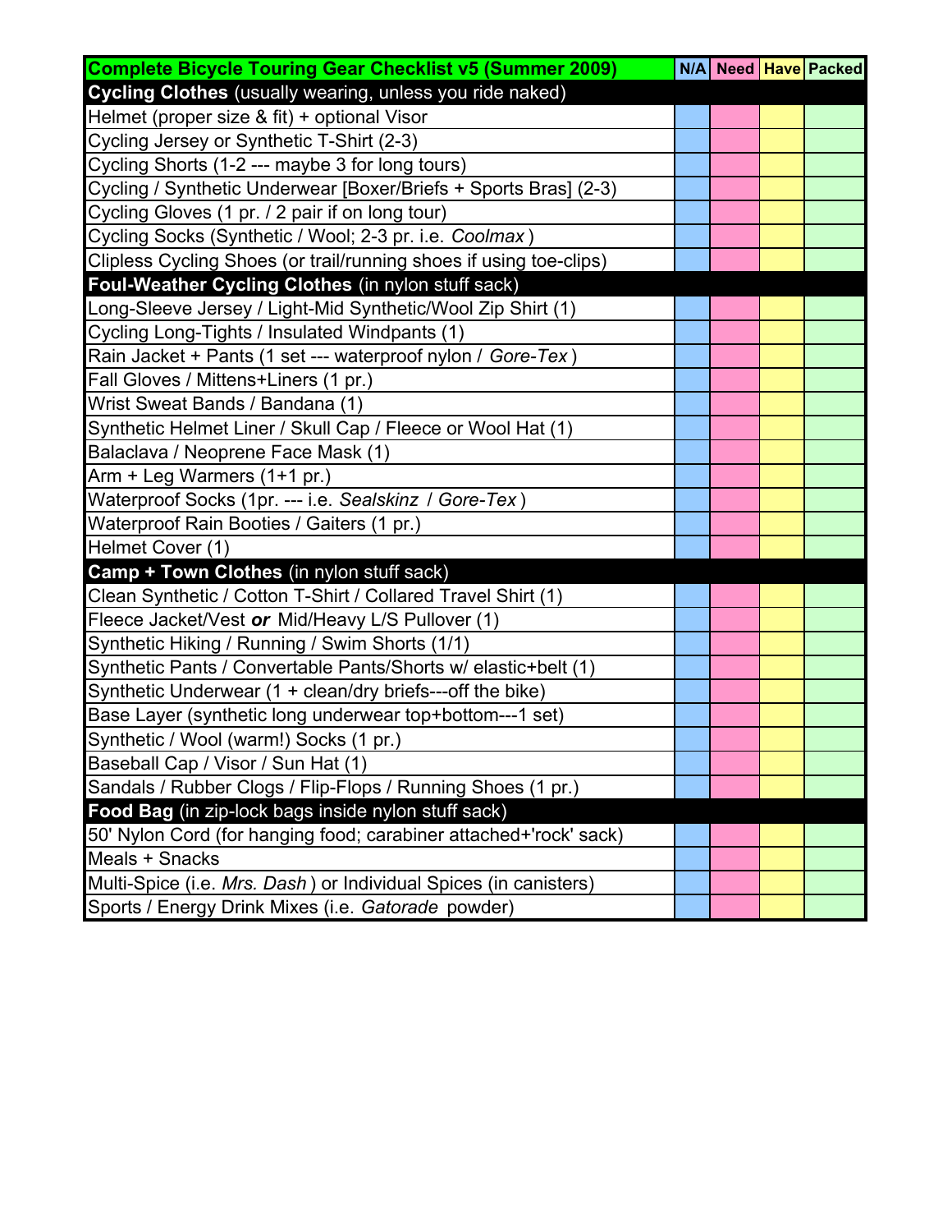| Complete Bicycle Touring Gear Checklist v5 (Summer 2009) | N/A | Need | Have | Packed |
|---|---|---|---|---|
| **Cycling Clothes** (usually wearing, unless you ride naked) | | | | |
| Helmet (proper size & fit) + optional Visor | | | | |
| Cycling Jersey or Synthetic T-Shirt (2-3) | | | | |
| Cycling Shorts (1-2 --- maybe 3 for long tours) | | | | |
| Cycling / Synthetic Underwear [Boxer/Briefs + Sports Bras] (2-3) | | | | |
| Cycling Gloves (1 pr. / 2 pair if on long tour) | | | | |
| Cycling Socks (Synthetic / Wool; 2-3 pr. i.e. *Coolmax* ) | | | | |
| Clipless Cycling Shoes (or trail/running shoes if using toe-clips) | | | | |
| **Foul-Weather Cycling Clothes** (in nylon stuff sack) | | | | |
| Long-Sleeve Jersey / Light-Mid Synthetic/Wool Zip Shirt (1) | | | | |
| Cycling Long-Tights / Insulated Windpants (1) | | | | |
| Rain Jacket + Pants (1 set --- waterproof nylon / *Gore-Tex* ) | | | | |
| Fall Gloves / Mittens+Liners (1 pr.) | | | | |
| Wrist Sweat Bands / Bandana (1) | | | | |
| Synthetic Helmet Liner / Skull Cap / Fleece or Wool Hat (1) | | | | |
| Balaclava / Neoprene Face Mask (1) | | | | |
| Arm + Leg Warmers (1+1 pr.) | | | | |
| Waterproof Socks (1pr. --- i.e. *Sealskinz* / *Gore-Tex* ) | | | | |
| Waterproof Rain Booties / Gaiters (1 pr.) | | | | |
| Helmet Cover (1) | | | | |
| **Camp + Town Clothes** (in nylon stuff sack) | | | | |
| Clean Synthetic / Cotton T-Shirt / Collared Travel Shirt (1) | | | | |
| Fleece Jacket/Vest ***or*** Mid/Heavy L/S Pullover (1) | | | | |
| Synthetic Hiking / Running / Swim Shorts (1/1) | | | | |
| Synthetic Pants / Convertable Pants/Shorts w/ elastic+belt (1) | | | | |
| Synthetic Underwear (1 + clean/dry briefs---off the bike) | | | | |
| Base Layer (synthetic long underwear top+bottom---1 set) | | | | |
| Synthetic / Wool (warm!) Socks (1 pr.) | | | | |
| Baseball Cap / Visor / Sun Hat (1) | | | | |
| Sandals / Rubber Clogs / Flip-Flops / Running Shoes (1 pr.) | | | | |
| **Food Bag** (in zip-lock bags inside nylon stuff sack) | | | | |
| 50' Nylon Cord (for hanging food; carabiner attached+'rock' sack) | | | | |
| Meals + Snacks | | | | |
| Multi-Spice (i.e. *Mrs. Dash* ) or Individual Spices (in canisters) | | | | |
| Sports / Energy Drink Mixes (i.e. *Gatorade* powder) | | | | |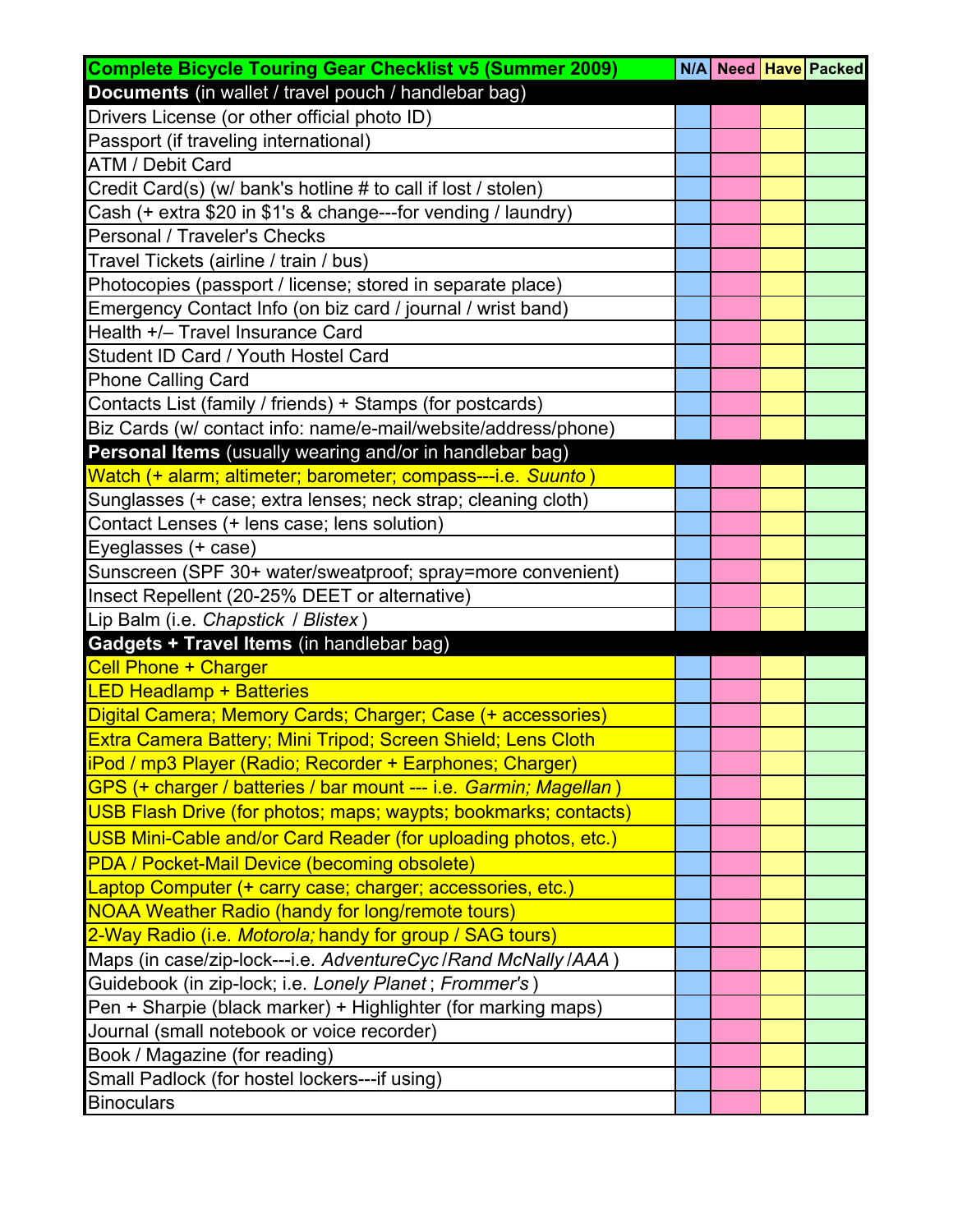| Complete Bicycle Touring Gear Checklist v5 (Summer 2009) | N/A | Need | Have | Packed |
|---|---|---|---|---|
| **Documents** (in wallet / travel pouch / handlebar bag) | | | | |
| Drivers License (or other official photo ID) | | | | |
| Passport (if traveling international) | | | | |
| ATM / Debit Card | | | | |
| Credit Card(s) (w/ bank's hotline # to call if lost / stolen) | | | | |
| Cash (+ extra $20 in $1's & change---for vending / laundry) | | | | |
| Personal / Traveler's Checks | | | | |
| Travel Tickets (airline / train / bus) | | | | |
| Photocopies (passport / license; stored in separate place) | | | | |
| Emergency Contact Info (on biz card / journal / wrist band) | | | | |
| Health +/– Travel Insurance Card | | | | |
| Student ID Card / Youth Hostel Card | | | | |
| Phone Calling Card | | | | |
| Contacts List (family / friends) + Stamps (for postcards) | | | | |
| Biz Cards (w/ contact info: name/e-mail/website/address/phone) | | | | |
| **Personal Items** (usually wearing and/or in handlebar bag) | | | | |
| Watch (+ alarm; altimeter; barometer; compass---i.e. *Suunto* ) | | | | |
| Sunglasses (+ case; extra lenses; neck strap; cleaning cloth) | | | | |
| Contact Lenses (+ lens case; lens solution) | | | | |
| Eyeglasses (+ case) | | | | |
| Sunscreen (SPF 30+ water/sweatproof; spray=more convenient) | | | | |
| Insect Repellent (20-25% DEET or alternative) | | | | |
| Lip Balm (i.e. *Chapstick* / *Blistex* ) | | | | |
| **Gadgets + Travel Items** (in handlebar bag) | | | | |
| Cell Phone + Charger | | | | |
| LED Headlamp + Batteries | | | | |
| Digital Camera; Memory Cards; Charger; Case (+ accessories) | | | | |
| Extra Camera Battery; Mini Tripod; Screen Shield; Lens Cloth | | | | |
| iPod / mp3 Player (Radio; Recorder + Earphones; Charger) | | | | |
| GPS (+ charger / batteries / bar mount --- i.e. *Garmin; Magellan* ) | | | | |
| USB Flash Drive (for photos; maps; waypts; bookmarks; contacts) | | | | |
| USB Mini-Cable and/or Card Reader (for uploading photos, etc.) | | | | |
| PDA / Pocket-Mail Device (becoming obsolete) | | | | |
| Laptop Computer (+ carry case; charger; accessories, etc.) | | | | |
| NOAA Weather Radio (handy for long/remote tours) | | | | |
| 2-Way Radio (i.e. *Motorola;* handy for group / SAG tours) | | | | |
| Maps (in case/zip-lock---i.e. *AdventureCyc* / *Rand McNally* / *AAA* ) | | | | |
| Guidebook (in zip-lock; i.e. *Lonely Planet* ; *Frommer's* ) | | | | |
| Pen + Sharpie (black marker) + Highlighter (for marking maps) | | | | |
| Journal (small notebook or voice recorder) | | | | |
| Book / Magazine (for reading) | | | | |
| Small Padlock (for hostel lockers---if using) | | | | |
| Binoculars | | | | |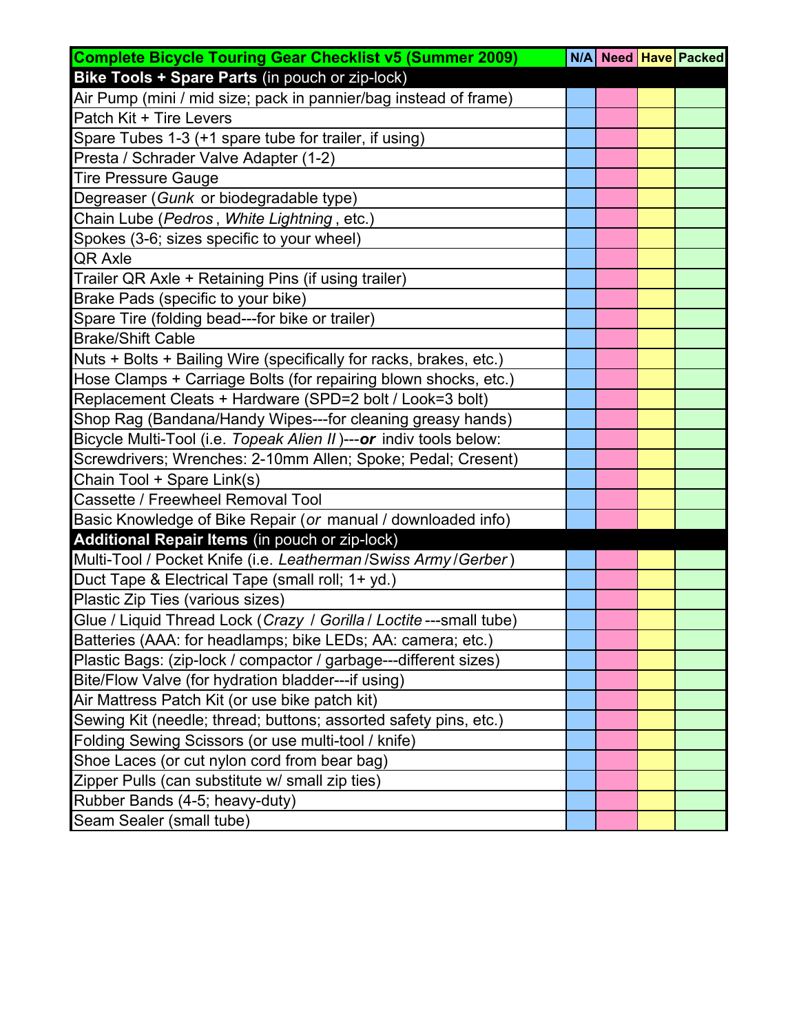| Complete Bicycle Touring Gear Checklist v5 (Summer 2009) | N/A | Need | Have | Packed |
|---|---|---|---|---|
| **Bike Tools + Spare Parts** (in pouch or zip-lock) | | | | |
| Air Pump (mini / mid size; pack in pannier/bag instead of frame) | | | | |
| Patch Kit + Tire Levers | | | | |
| Spare Tubes 1-3 (+1 spare tube for trailer, if using) | | | | |
| Presta / Schrader Valve Adapter (1-2) | | | | |
| Tire Pressure Gauge | | | | |
| Degreaser (*Gunk* or biodegradable type) | | | | |
| Chain Lube (*Pedros*, *White Lightning*, etc.) | | | | |
| Spokes (3-6; sizes specific to your wheel) | | | | |
| QR Axle | | | | |
| Trailer QR Axle + Retaining Pins (if using trailer) | | | | |
| Brake Pads (specific to your bike) | | | | |
| Spare Tire (folding bead---for bike or trailer) | | | | |
| Brake/Shift Cable | | | | |
| Nuts + Bolts + Bailing Wire (specifically for racks, brakes, etc.) | | | | |
| Hose Clamps + Carriage Bolts (for repairing blown shocks, etc.) | | | | |
| Replacement Cleats + Hardware (SPD=2 bolt / Look=3 bolt) | | | | |
| Shop Rag (Bandana/Handy Wipes---for cleaning greasy hands) | | | | |
| Bicycle Multi-Tool (i.e. *Topeak Alien II*)---***or*** indiv tools below: | | | | |
| Screwdrivers; Wrenches: 2-10mm Allen; Spoke; Pedal; Cresent) | | | | |
| Chain Tool + Spare Link(s) | | | | |
| Cassette / Freewheel Removal Tool | | | | |
| Basic Knowledge of Bike Repair (*or* manual / downloaded info) | | | | |
| **Additional Repair Items** (in pouch or zip-lock) | | | | |
| Multi-Tool / Pocket Knife (i.e. *Leatherman*/*Swiss Army*/*Gerber*) | | | | |
| Duct Tape & Electrical Tape (small roll; 1+ yd.) | | | | |
| Plastic Zip Ties (various sizes) | | | | |
| Glue / Liquid Thread Lock (*Crazy* / *Gorilla* / *Loctite*---small tube) | | | | |
| Batteries (AAA: for headlamps; bike LEDs; AA: camera; etc.) | | | | |
| Plastic Bags: (zip-lock / compactor / garbage---different sizes) | | | | |
| Bite/Flow Valve (for hydration bladder---if using) | | | | |
| Air Mattress Patch Kit (or use bike patch kit) | | | | |
| Sewing Kit (needle; thread; buttons; assorted safety pins, etc.) | | | | |
| Folding Sewing Scissors (or use multi-tool / knife) | | | | |
| Shoe Laces (or cut nylon cord from bear bag) | | | | |
| Zipper Pulls (can substitute w/ small zip ties) | | | | |
| Rubber Bands (4-5; heavy-duty) | | | | |
| Seam Sealer (small tube) | | | | |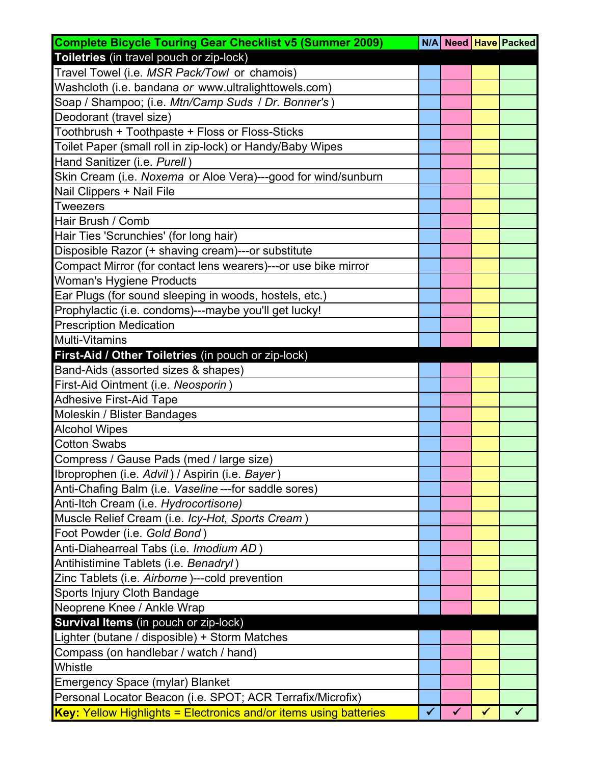| Complete Bicycle Touring Gear Checklist v5 (Summer 2009) | N/A | Need | Have | Packed |
|---|---|---|---|---|
| **Toiletries** (in travel pouch or zip-lock) | | | | |
| Travel Towel (i.e. *MSR Pack/Towl* or chamois) | | | | |
| Washcloth (i.e. bandana *or* www.ultralighttowels.com) | | | | |
| Soap / Shampoo; (i.e. *Mtn/Camp Suds* / *Dr. Bonner's* ) | | | | |
| Deodorant (travel size) | | | | |
| Toothbrush + Toothpaste + Floss or Floss-Sticks | | | | |
| Toilet Paper (small roll in zip-lock) or Handy/Baby Wipes | | | | |
| Hand Sanitizer (i.e. *Purell* ) | | | | |
| Skin Cream (i.e. *Noxema* or Aloe Vera)---good for wind/sunburn | | | | |
| Nail Clippers + Nail File | | | | |
| Tweezers | | | | |
| Hair Brush / Comb | | | | |
| Hair Ties 'Scrunchies' (for long hair) | | | | |
| Disposible Razor (+ shaving cream)---or substitute | | | | |
| Compact Mirror (for contact lens wearers)---or use bike mirror | | | | |
| Woman's Hygiene Products | | | | |
| Ear Plugs (for sound sleeping in woods, hostels, etc.) | | | | |
| Prophylactic (i.e. condoms)---maybe you'll get lucky! | | | | |
| Prescription Medication | | | | |
| Multi-Vitamins | | | | |
| **First-Aid / Other Toiletries** (in pouch or zip-lock) | | | | |
| Band-Aids (assorted sizes & shapes) | | | | |
| First-Aid Ointment (i.e. *Neosporin* ) | | | | |
| Adhesive First-Aid Tape | | | | |
| Moleskin / Blister Bandages | | | | |
| Alcohol Wipes | | | | |
| Cotton Swabs | | | | |
| Compress / Gause Pads (med / large size) | | | | |
| Ibroprophen (i.e. *Advil* ) / Aspirin (i.e. *Bayer* ) | | | | |
| Anti-Chafing Balm (i.e. *Vaseline* ---for saddle sores) | | | | |
| Anti-Itch Cream (i.e. *Hydrocortisone)* | | | | |
| Muscle Relief Cream (i.e. *Icy-Hot, Sports Cream* ) | | | | |
| Foot Powder (i.e. *Gold Bond* ) | | | | |
| Anti-Diahearreal Tabs (i.e. *Imodium AD* ) | | | | |
| Antihistimine Tablets (i.e. *Benadryl* ) | | | | |
| Zinc Tablets (i.e. *Airborne* )---cold prevention | | | | |
| Sports Injury Cloth Bandage | | | | |
| Neoprene Knee / Ankle Wrap | | | | |
| **Survival Items** (in pouch or zip-lock) | | | | |
| Lighter (butane / disposible) + Storm Matches | | | | |
| Compass (on handlebar / watch / hand) | | | | |
| Whistle | | | | |
| Emergency Space (mylar) Blanket | | | | |
| Personal Locator Beacon (i.e. SPOT; ACR Terrafix/Microfix) | | | | |
| **Key:** Yellow Highlights = Electronics and/or items using batteries | ✔ | ✔ | ✔ | ✔ |